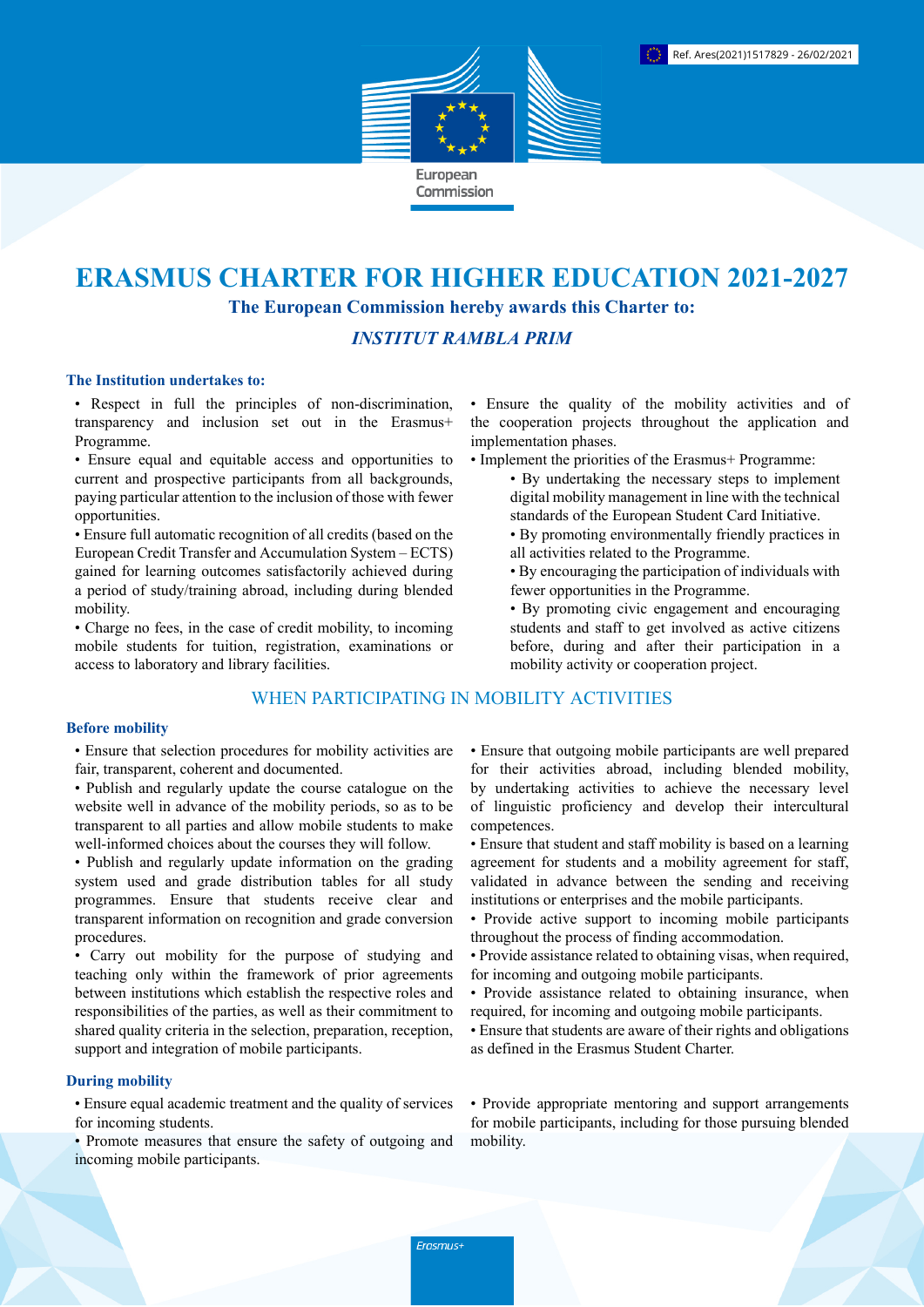Ref. Ares(2021)1517829 - 26/02/2021

European Commission

# ERASMUS CHARTER FOR HIGHER EDUCATION 2021-2027

**The European Commission hereby awards this Charter to:**

***INSTITUT RAMBLA PRIM***

**The Institution undertakes to:**

- Respect in full the principles of non-discrimination, transparency and inclusion set out in the Erasmus+ Programme.
- Ensure equal and equitable access and opportunities to current and prospective participants from all backgrounds, paying particular attention to the inclusion of those with fewer opportunities.
- Ensure full automatic recognition of all credits (based on the European Credit Transfer and Accumulation System – ECTS) gained for learning outcomes satisfactorily achieved during a period of study/training abroad, including during blended mobility.
- Charge no fees, in the case of credit mobility, to incoming mobile students for tuition, registration, examinations or access to laboratory and library facilities.
- Ensure the quality of the mobility activities and of the cooperation projects throughout the application and implementation phases.
- Implement the priorities of the Erasmus+ Programme:
  - By undertaking the necessary steps to implement digital mobility management in line with the technical standards of the European Student Card Initiative.
  - By promoting environmentally friendly practices in all activities related to the Programme.
  - By encouraging the participation of individuals with fewer opportunities in the Programme.
  - By promoting civic engagement and encouraging students and staff to get involved as active citizens before, during and after their participation in a mobility activity or cooperation project.

## WHEN PARTICIPATING IN MOBILITY ACTIVITIES

**Before mobility**

- Ensure that selection procedures for mobility activities are fair, transparent, coherent and documented.
- Publish and regularly update the course catalogue on the website well in advance of the mobility periods, so as to be transparent to all parties and allow mobile students to make well-informed choices about the courses they will follow.
- Publish and regularly update information on the grading system used and grade distribution tables for all study programmes. Ensure that students receive clear and transparent information on recognition and grade conversion procedures.
- Carry out mobility for the purpose of studying and teaching only within the framework of prior agreements between institutions which establish the respective roles and responsibilities of the parties, as well as their commitment to shared quality criteria in the selection, preparation, reception, support and integration of mobile participants.
- Ensure that outgoing mobile participants are well prepared for their activities abroad, including blended mobility, by undertaking activities to achieve the necessary level of linguistic proficiency and develop their intercultural competences.
- Ensure that student and staff mobility is based on a learning agreement for students and a mobility agreement for staff, validated in advance between the sending and receiving institutions or enterprises and the mobile participants.
- Provide active support to incoming mobile participants throughout the process of finding accommodation.
- Provide assistance related to obtaining visas, when required, for incoming and outgoing mobile participants.
- Provide assistance related to obtaining insurance, when required, for incoming and outgoing mobile participants.
- Ensure that students are aware of their rights and obligations as defined in the Erasmus Student Charter.

**During mobility**

- Ensure equal academic treatment and the quality of services for incoming students.
- Promote measures that ensure the safety of outgoing and incoming mobile participants.
- Provide appropriate mentoring and support arrangements for mobile participants, including for those pursuing blended mobility.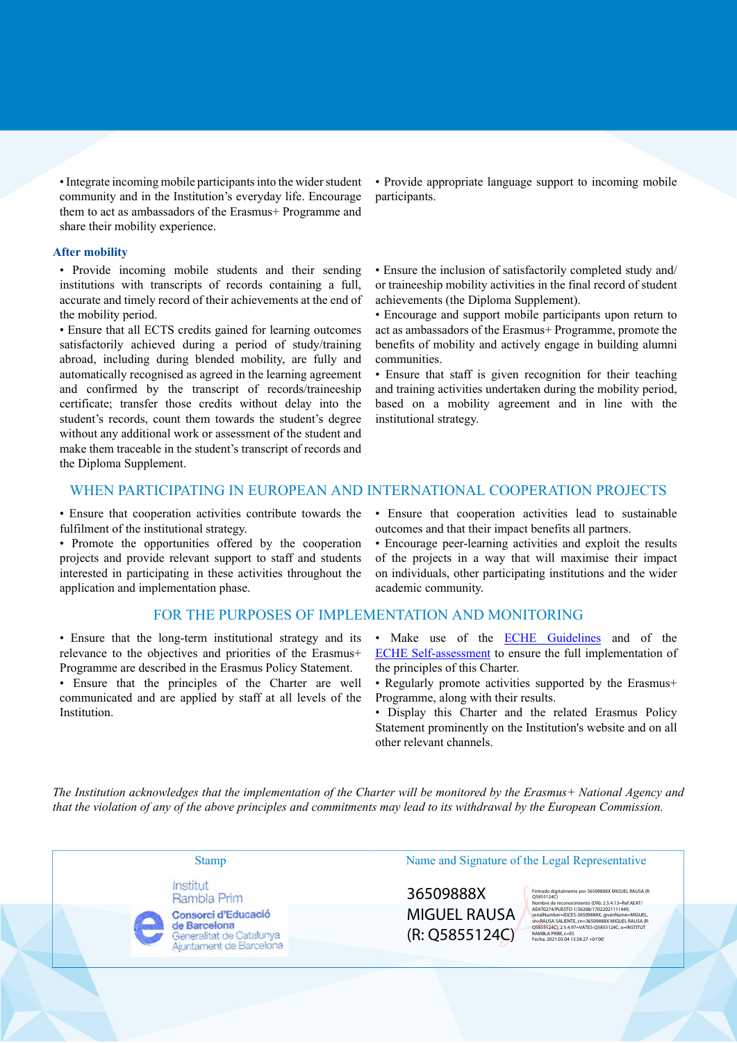• Integrate incoming mobile participants into the wider student community and in the Institution's everyday life. Encourage them to act as ambassadors of the Erasmus+ Programme and share their mobility experience.

• Provide appropriate language support to incoming mobile participants.

### After mobility

• Provide incoming mobile students and their sending institutions with transcripts of records containing a full, accurate and timely record of their achievements at the end of the mobility period.

• Ensure that all ECTS credits gained for learning outcomes satisfactorily achieved during a period of study/training abroad, including during blended mobility, are fully and automatically recognised as agreed in the learning agreement and confirmed by the transcript of records/traineeship certificate; transfer those credits without delay into the student's records, count them towards the student's degree without any additional work or assessment of the student and make them traceable in the student's transcript of records and the Diploma Supplement.

• Ensure the inclusion of satisfactorily completed study and/or traineeship mobility activities in the final record of student achievements (the Diploma Supplement).

• Encourage and support mobile participants upon return to act as ambassadors of the Erasmus+ Programme, promote the benefits of mobility and actively engage in building alumni communities.

• Ensure that staff is given recognition for their teaching and training activities undertaken during the mobility period, based on a mobility agreement and in line with the institutional strategy.

## WHEN PARTICIPATING IN EUROPEAN AND INTERNATIONAL COOPERATION PROJECTS

• Ensure that cooperation activities contribute towards the fulfilment of the institutional strategy.

• Promote the opportunities offered by the cooperation projects and provide relevant support to staff and students interested in participating in these activities throughout the application and implementation phase.

• Ensure that cooperation activities lead to sustainable outcomes and that their impact benefits all partners.

• Encourage peer-learning activities and exploit the results of the projects in a way that will maximise their impact on individuals, other participating institutions and the wider academic community.

## FOR THE PURPOSES OF IMPLEMENTATION AND MONITORING

• Ensure that the long-term institutional strategy and its relevance to the objectives and priorities of the Erasmus+ Programme are described in the Erasmus Policy Statement.

• Ensure that the principles of the Charter are well communicated and are applied by staff at all levels of the Institution.

• Make use of the ECHE Guidelines and of the ECHE Self-assessment to ensure the full implementation of the principles of this Charter.

• Regularly promote activities supported by the Erasmus+ Programme, along with their results.

• Display this Charter and the related Erasmus Policy Statement prominently on the Institution's website and on all other relevant channels.

*The Institution acknowledges that the implementation of the Charter will be monitored by the Erasmus+ National Agency and that the violation of any of the above principles and commitments may lead to its withdrawal by the European Commission.*

| Stamp | Name and Signature of the Legal Representative |
| --- | --- |
| Institut Rambla Prim<br>Consorci d'Educació de Barcelona<br>Generalitat de Catalunya<br>Ajuntament de Barcelona | 36509888X MIGUEL RAUSA (R: Q5855124C)<br>Firmado digitalmente por 36509888X MIGUEL RAUSA (R: Q5855124C)<br>Nombre de reconocimiento (DN): 2.5.4.13=Ref:AEAT/AEAT0274/PUESTO 1/36208/17022021111449, serialNumber=IDCES-36509888X, givenName=MIGUEL, sn=RAUSA SALIENTE, cn=36509888X MIGUEL RAUSA (R: Q5855124C), 2.5.4.97=VATES-Q5855124C, o=INSTITUT RAMBLA PRIM, c=ES<br>Fecha: 2021.03.04 13:58:27 +01'00' |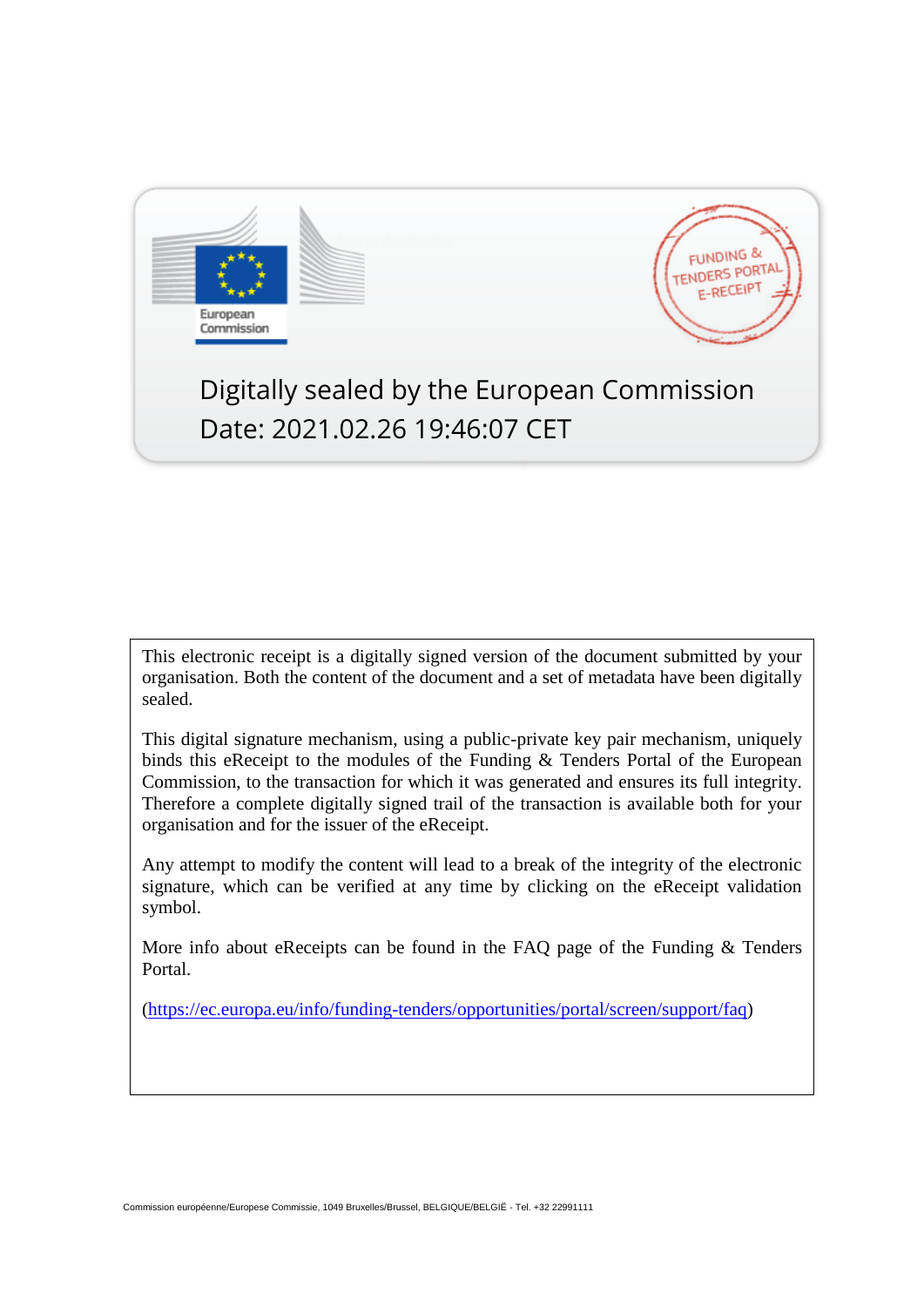European Commission

FUNDING & TENDERS PORTAL E-RECEIPT

Digitally sealed by the European Commission
Date: 2021.02.26 19:46:07 CET

This electronic receipt is a digitally signed version of the document submitted by your organisation. Both the content of the document and a set of metadata have been digitally sealed.

This digital signature mechanism, using a public-private key pair mechanism, uniquely binds this eReceipt to the modules of the Funding & Tenders Portal of the European Commission, to the transaction for which it was generated and ensures its full integrity. Therefore a complete digitally signed trail of the transaction is available both for your organisation and for the issuer of the eReceipt.

Any attempt to modify the content will lead to a break of the integrity of the electronic signature, which can be verified at any time by clicking on the eReceipt validation symbol.

More info about eReceipts can be found in the FAQ page of the Funding & Tenders Portal.

(https://ec.europa.eu/info/funding-tenders/opportunities/portal/screen/support/faq)

Commission européenne/Europese Commissie, 1049 Bruxelles/Brussel, BELGIQUE/BELGIË - Tel. +32 22991111